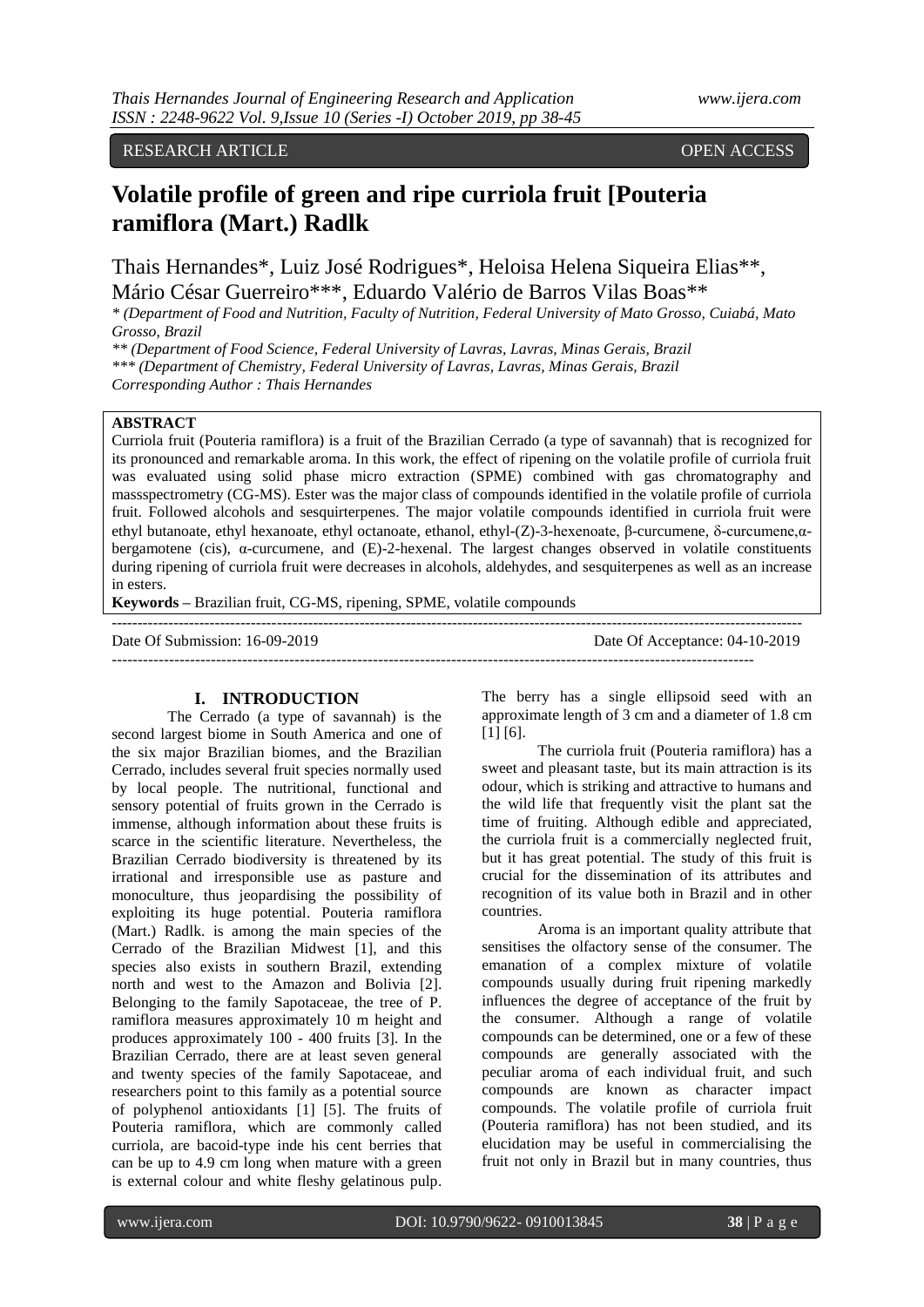RESEARCH ARTICLE OPEN ACCESS

# Volatile profile of green and ripe curriola fruit [Pouteria ramiflora (Mart.) Radlk

Thais Hernandes*, Luiz José Rodrigues*, Heloisa Helena Siqueira Elias**, Mário César Guerreiro***, Eduardo Valério de Barros Vilas Boas**

*\* (Department of Food and Nutrition, Faculty of Nutrition, Federal University of Mato Grosso, Cuiabá, Mato Grosso, Brazil*
*\*\* (Department of Food Science, Federal University of Lavras, Lavras, Minas Gerais, Brazil*
*\*\*\* (Department of Chemistry, Federal University of Lavras, Lavras, Minas Gerais, Brazil*
*Corresponding Author : Thais Hernandes*

**ABSTRACT**

Curriola fruit (Pouteria ramiflora) is a fruit of the Brazilian Cerrado (a type of savannah) that is recognized for its pronounced and remarkable aroma. In this work, the effect of ripening on the volatile profile of curriola fruit was evaluated using solid phase micro extraction (SPME) combined with gas chromatography and massspectrometry (CG-MS). Ester was the major class of compounds identified in the volatile profile of curriola fruit. Followed alcohols and sesquirterpenes. The major volatile compounds identified in curriola fruit were ethyl butanoate, ethyl hexanoate, ethyl octanoate, ethanol, ethyl-(Z)-3-hexenoate, β-curcumene, δ-curcumene,α-bergamotene (cis), α-curcumene, and (E)-2-hexenal. The largest changes observed in volatile constituents during ripening of curriola fruit were decreases in alcohols, aldehydes, and sesquiterpenes as well as an increase in esters.

**Keywords –** Brazilian fruit, CG-MS, ripening, SPME, volatile compounds

Date Of Submission: 16-09-2019 Date Of Acceptance: 04-10-2019

## I. INTRODUCTION

The Cerrado (a type of savannah) is the second largest biome in South America and one of the six major Brazilian biomes, and the Brazilian Cerrado, includes several fruit species normally used by local people. The nutritional, functional and sensory potential of fruits grown in the Cerrado is immense, although information about these fruits is scarce in the scientific literature. Nevertheless, the Brazilian Cerrado biodiversity is threatened by its irrational and irresponsible use as pasture and monoculture, thus jeopardising the possibility of exploiting its huge potential. Pouteria ramiflora (Mart.) Radlk. is among the main species of the Cerrado of the Brazilian Midwest [1], and this species also exists in southern Brazil, extending north and west to the Amazon and Bolivia [2]. Belonging to the family Sapotaceae, the tree of P. ramiflora measures approximately 10 m height and produces approximately 100 - 400 fruits [3]. In the Brazilian Cerrado, there are at least seven general and twenty species of the family Sapotaceae, and researchers point to this family as a potential source of polyphenol antioxidants [1] [5]. The fruits of Pouteria ramiflora, which are commonly called curriola, are bacoid-type inde his cent berries that can be up to 4.9 cm long when mature with a green is external colour and white fleshy gelatinous pulp. The berry has a single ellipsoid seed with an approximate length of 3 cm and a diameter of 1.8 cm [1] [6].

The curriola fruit (Pouteria ramiflora) has a sweet and pleasant taste, but its main attraction is its odour, which is striking and attractive to humans and the wild life that frequently visit the plant sat the time of fruiting. Although edible and appreciated, the curriola fruit is a commercially neglected fruit, but it has great potential. The study of this fruit is crucial for the dissemination of its attributes and recognition of its value both in Brazil and in other countries.

Aroma is an important quality attribute that sensitises the olfactory sense of the consumer. The emanation of a complex mixture of volatile compounds usually during fruit ripening markedly influences the degree of acceptance of the fruit by the consumer. Although a range of volatile compounds can be determined, one or a few of these compounds are generally associated with the peculiar aroma of each individual fruit, and such compounds are known as character impact compounds. The volatile profile of curriola fruit (Pouteria ramiflora) has not been studied, and its elucidation may be useful in commercialising the fruit not only in Brazil but in many countries, thus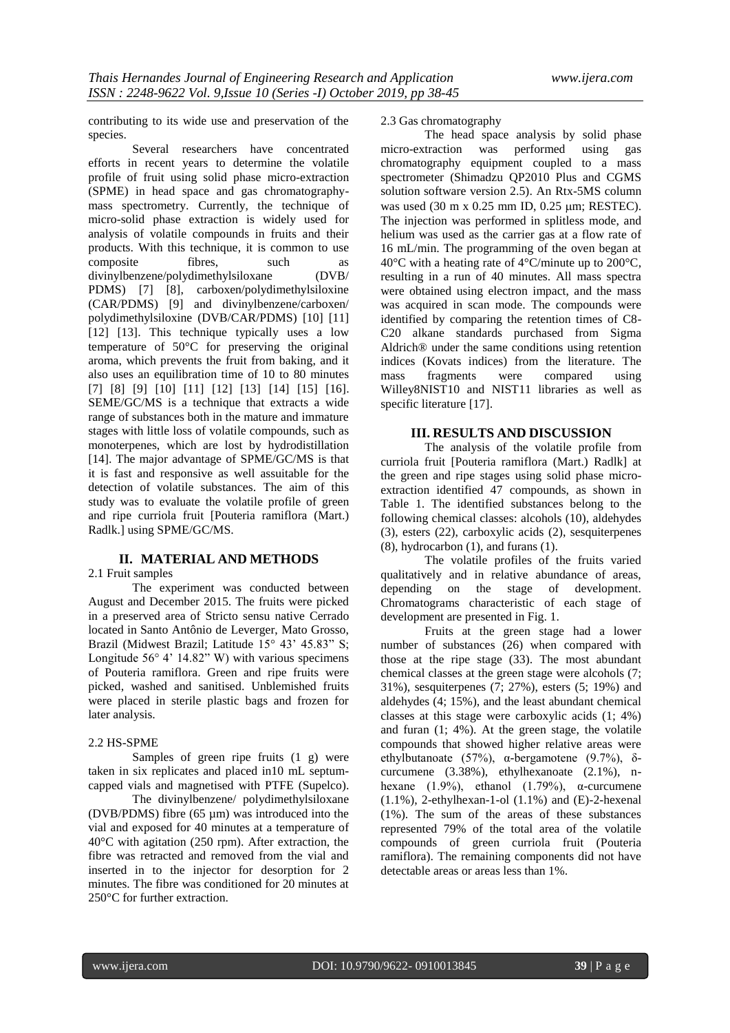contributing to its wide use and preservation of the species.

Several researchers have concentrated efforts in recent years to determine the volatile profile of fruit using solid phase micro-extraction (SPME) in head space and gas chromatography-mass spectrometry. Currently, the technique of micro-solid phase extraction is widely used for analysis of volatile compounds in fruits and their products. With this technique, it is common to use composite fibres, such as divinylbenzene/polydimethylsiloxane (DVB/PDMS) [7] [8], carboxen/polydimethylsiloxine (CAR/PDMS) [9] and divinylbenzene/carboxen/polydimethylsiloxine (DVB/CAR/PDMS) [10] [11] [12] [13]. This technique typically uses a low temperature of 50°C for preserving the original aroma, which prevents the fruit from baking, and it also uses an equilibration time of 10 to 80 minutes [7] [8] [9] [10] [11] [12] [13] [14] [15] [16]. SEME/GC/MS is a technique that extracts a wide range of substances both in the mature and immature stages with little loss of volatile compounds, such as monoterpenes, which are lost by hydrodistillation [14]. The major advantage of SPME/GC/MS is that it is fast and responsive as well assuitable for the detection of volatile substances. The aim of this study was to evaluate the volatile profile of green and ripe curriola fruit [Pouteria ramiflora (Mart.) Radlk.] using SPME/GC/MS.

## II. MATERIAL AND METHODS

### 2.1 Fruit samples

The experiment was conducted between August and December 2015. The fruits were picked in a preserved area of Stricto sensu native Cerrado located in Santo Antônio de Leverger, Mato Grosso, Brazil (Midwest Brazil; Latitude 15° 43' 45.83" S; Longitude 56° 4' 14.82" W) with various specimens of Pouteria ramiflora. Green and ripe fruits were picked, washed and sanitised. Unblemished fruits were placed in sterile plastic bags and frozen for later analysis.

### 2.2 HS-SPME

Samples of green ripe fruits (1 g) were taken in six replicates and placed in10 mL septum-capped vials and magnetised with PTFE (Supelco).

The divinylbenzene/ polydimethylsiloxane (DVB/PDMS) fibre (65 µm) was introduced into the vial and exposed for 40 minutes at a temperature of 40°C with agitation (250 rpm). After extraction, the fibre was retracted and removed from the vial and inserted in to the injector for desorption for 2 minutes. The fibre was conditioned for 20 minutes at 250°C for further extraction.

### 2.3 Gas chromatography

The head space analysis by solid phase micro-extraction was performed using gas chromatography equipment coupled to a mass spectrometer (Shimadzu QP2010 Plus and CGMS solution software version 2.5). An Rtx-5MS column was used (30 m x 0.25 mm ID, 0.25 µm; RESTEC). The injection was performed in splitless mode, and helium was used as the carrier gas at a flow rate of 16 mL/min. The programming of the oven began at 40°C with a heating rate of 4°C/minute up to 200°C, resulting in a run of 40 minutes. All mass spectra were obtained using electron impact, and the mass was acquired in scan mode. The compounds were identified by comparing the retention times of C8-C20 alkane standards purchased from Sigma Aldrich® under the same conditions using retention indices (Kovats indices) from the literature. The mass fragments were compared using Willey8NIST10 and NIST11 libraries as well as specific literature [17].

## III. RESULTS AND DISCUSSION

The analysis of the volatile profile from curriola fruit [Pouteria ramiflora (Mart.) Radlk] at the green and ripe stages using solid phase micro-extraction identified 47 compounds, as shown in Table 1. The identified substances belong to the following chemical classes: alcohols (10), aldehydes (3), esters (22), carboxylic acids (2), sesquiterpenes (8), hydrocarbon (1), and furans (1).

The volatile profiles of the fruits varied qualitatively and in relative abundance of areas, depending on the stage of development. Chromatograms characteristic of each stage of development are presented in Fig. 1.

Fruits at the green stage had a lower number of substances (26) when compared with those at the ripe stage (33). The most abundant chemical classes at the green stage were alcohols (7; 31%), sesquiterpenes (7; 27%), esters (5; 19%) and aldehydes (4; 15%), and the least abundant chemical classes at this stage were carboxylic acids (1; 4%) and furan (1; 4%). At the green stage, the volatile compounds that showed higher relative areas were ethylbutanoate (57%), α-bergamotene (9.7%), δ-curcumene (3.38%), ethylhexanoate (2.1%), n-hexane (1.9%), ethanol (1.79%), α-curcumene (1.1%), 2-ethylhexan-1-ol (1.1%) and (E)-2-hexenal (1%). The sum of the areas of these substances represented 79% of the total area of the volatile compounds of green curriola fruit (Pouteria ramiflora). The remaining components did not have detectable areas or areas less than 1%.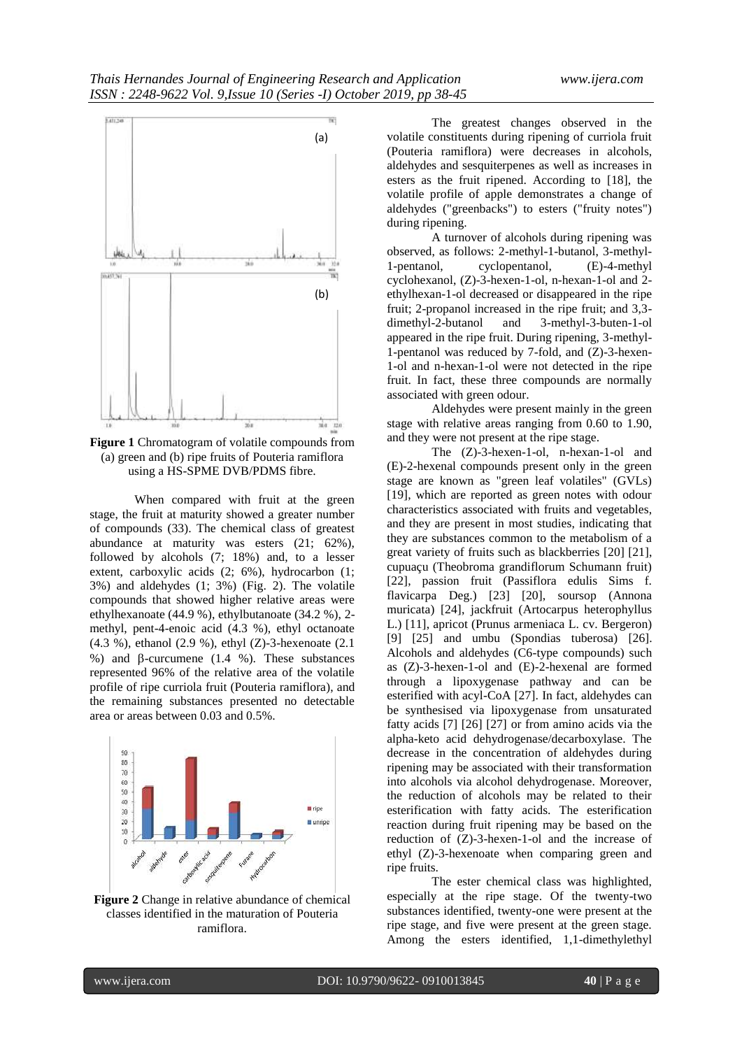**Figure 1** Chromatogram of volatile compounds from (a) green and (b) ripe fruits of Pouteria ramiflora using a HS-SPME DVB/PDMS fibre.

When compared with fruit at the green stage, the fruit at maturity showed a greater number of compounds (33). The chemical class of greatest abundance at maturity was esters (21; 62%), followed by alcohols (7; 18%) and, to a lesser extent, carboxylic acids (2; 6%), hydrocarbon (1; 3%) and aldehydes (1; 3%) (Fig. 2). The volatile compounds that showed higher relative areas were ethylhexanoate (44.9 %), ethylbutanoate (34.2 %), 2-methyl, pent-4-enoic acid (4.3 %), ethyl octanoate (4.3 %), ethanol (2.9 %), ethyl (Z)-3-hexenoate (2.1 %) and β-curcumene (1.4 %). These substances represented 96% of the relative area of the volatile profile of ripe curriola fruit (Pouteria ramiflora), and the remaining substances presented no detectable area or areas between 0.03 and 0.5%.

**Figure 2** Change in relative abundance of chemical classes identified in the maturation of Pouteria ramiflora.

The greatest changes observed in the volatile constituents during ripening of curriola fruit (Pouteria ramiflora) were decreases in alcohols, aldehydes and sesquiterpenes as well as increases in esters as the fruit ripened. According to [18], the volatile profile of apple demonstrates a change of aldehydes ("greenbacks") to esters ("fruity notes") during ripening.

A turnover of alcohols during ripening was observed, as follows: 2-methyl-1-butanol, 3-methyl-1-pentanol, cyclopentanol, (E)-4-methyl cyclohexanol, (Z)-3-hexen-1-ol, n-hexan-1-ol and 2-ethylhexan-1-ol decreased or disappeared in the ripe fruit; 2-propanol increased in the ripe fruit; and 3,3-dimethyl-2-butanol and 3-methyl-3-buten-1-ol appeared in the ripe fruit. During ripening, 3-methyl-1-pentanol was reduced by 7-fold, and (Z)-3-hexen-1-ol and n-hexan-1-ol were not detected in the ripe fruit. In fact, these three compounds are normally associated with green odour.

Aldehydes were present mainly in the green stage with relative areas ranging from 0.60 to 1.90, and they were not present at the ripe stage.

The (Z)-3-hexen-1-ol, n-hexan-1-ol and (E)-2-hexenal compounds present only in the green stage are known as "green leaf volatiles" (GVLs) [19], which are reported as green notes with odour characteristics associated with fruits and vegetables, and they are present in most studies, indicating that they are substances common to the metabolism of a great variety of fruits such as blackberries [20] [21], cupuaçu (Theobroma grandiflorum Schumann fruit) [22], passion fruit (Passiflora edulis Sims f. flavicarpa Deg.) [23] [20], soursop (Annona muricata) [24], jackfruit (Artocarpus heterophyllus L.) [11], apricot (Prunus armeniaca L. cv. Bergeron) [9] [25] and umbu (Spondias tuberosa) [26]. Alcohols and aldehydes (C6-type compounds) such as (Z)-3-hexen-1-ol and (E)-2-hexenal are formed through a lipoxygenase pathway and can be esterified with acyl-CoA [27]. In fact, aldehydes can be synthesised via lipoxygenase from unsaturated fatty acids [7] [26] [27] or from amino acids via the alpha-keto acid dehydrogenase/decarboxylase. The decrease in the concentration of aldehydes during ripening may be associated with their transformation into alcohols via alcohol dehydrogenase. Moreover, the reduction of alcohols may be related to their esterification with fatty acids. The esterification reaction during fruit ripening may be based on the reduction of (Z)-3-hexen-1-ol and the increase of ethyl (Z)-3-hexenoate when comparing green and ripe fruits.

The ester chemical class was highlighted, especially at the ripe stage. Of the twenty-two substances identified, twenty-one were present at the ripe stage, and five were present at the green stage. Among the esters identified, 1,1-dimethylethyl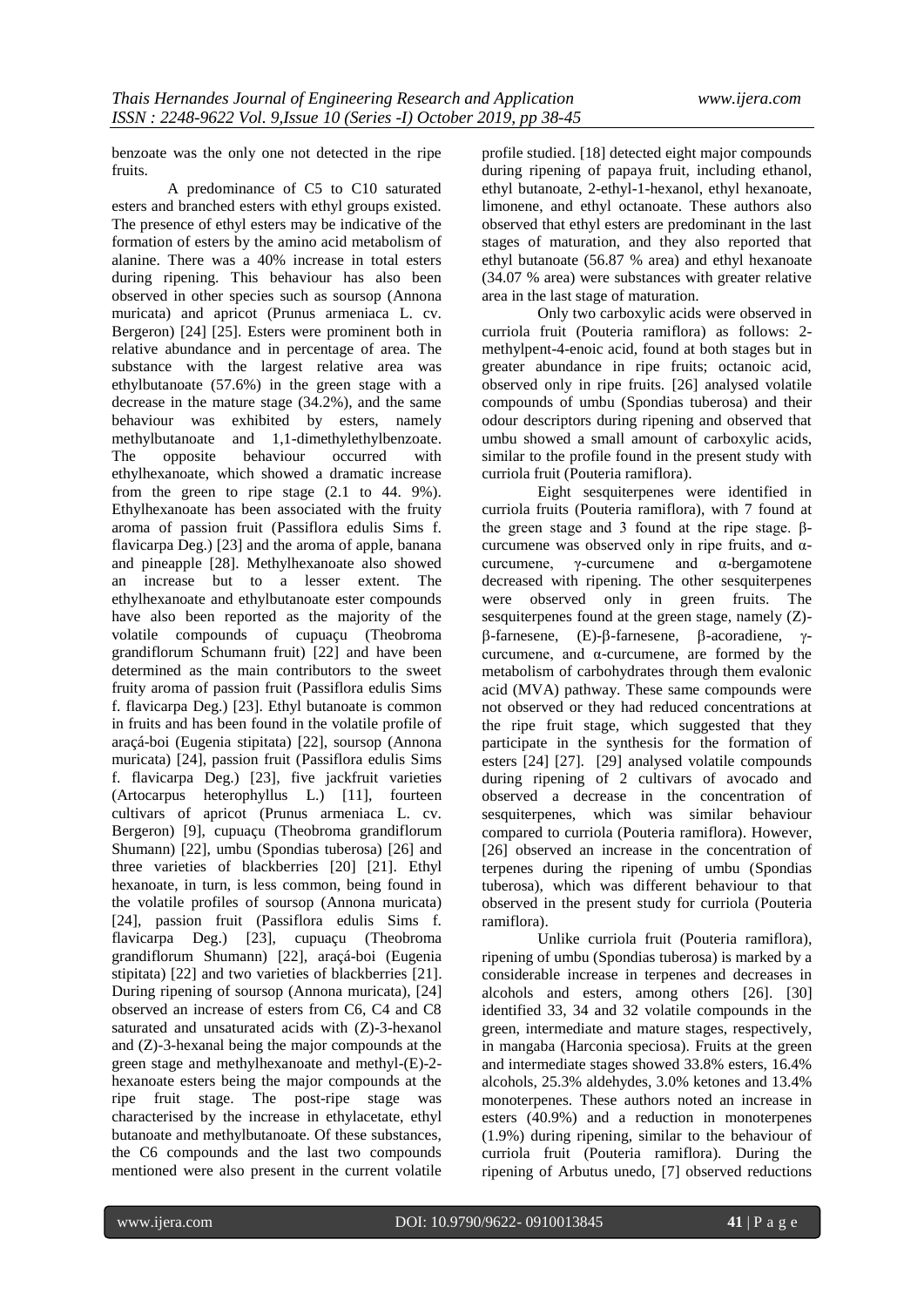benzoate was the only one not detected in the ripe fruits.

A predominance of C5 to C10 saturated esters and branched esters with ethyl groups existed. The presence of ethyl esters may be indicative of the formation of esters by the amino acid metabolism of alanine. There was a 40% increase in total esters during ripening. This behaviour has also been observed in other species such as soursop (Annona muricata) and apricot (Prunus armeniaca L. cv. Bergeron) [24] [25]. Esters were prominent both in relative abundance and in percentage of area. The substance with the largest relative area was ethylbutanoate (57.6%) in the green stage with a decrease in the mature stage (34.2%), and the same behaviour was exhibited by esters, namely methylbutanoate and 1,1-dimethylethylbenzoate. The opposite behaviour occurred with ethylhexanoate, which showed a dramatic increase from the green to ripe stage (2.1 to 44. 9%). Ethylhexanoate has been associated with the fruity aroma of passion fruit (Passiflora edulis Sims f. flavicarpa Deg.) [23] and the aroma of apple, banana and pineapple [28]. Methylhexanoate also showed an increase but to a lesser extent. The ethylhexanoate and ethylbutanoate ester compounds have also been reported as the majority of the volatile compounds of cupuaçu (Theobroma grandiflorum Schumann fruit) [22] and have been determined as the main contributors to the sweet fruity aroma of passion fruit (Passiflora edulis Sims f. flavicarpa Deg.) [23]. Ethyl butanoate is common in fruits and has been found in the volatile profile of araçá-boi (Eugenia stipitata) [22], soursop (Annona muricata) [24], passion fruit (Passiflora edulis Sims f. flavicarpa Deg.) [23], five jackfruit varieties (Artocarpus heterophyllus L.) [11], fourteen cultivars of apricot (Prunus armeniaca L. cv. Bergeron) [9], cupuaçu (Theobroma grandiflorum Shumann) [22], umbu (Spondias tuberosa) [26] and three varieties of blackberries [20] [21]. Ethyl hexanoate, in turn, is less common, being found in the volatile profiles of soursop (Annona muricata) [24], passion fruit (Passiflora edulis Sims f. flavicarpa Deg.) [23], cupuaçu (Theobroma grandiflorum Shumann) [22], araçá-boi (Eugenia stipitata) [22] and two varieties of blackberries [21]. During ripening of soursop (Annona muricata), [24] observed an increase of esters from C6, C4 and C8 saturated and unsaturated acids with (Z)-3-hexanol and (Z)-3-hexanal being the major compounds at the green stage and methylhexanoate and methyl-(E)-2-hexanoate esters being the major compounds at the ripe fruit stage. The post-ripe stage was characterised by the increase in ethylacetate, ethyl butanoate and methylbutanoate. Of these substances, the C6 compounds and the last two compounds mentioned were also present in the current volatile profile studied. [18] detected eight major compounds during ripening of papaya fruit, including ethanol, ethyl butanoate, 2-ethyl-1-hexanol, ethyl hexanoate, limonene, and ethyl octanoate. These authors also observed that ethyl esters are predominant in the last stages of maturation, and they also reported that ethyl butanoate (56.87 % area) and ethyl hexanoate (34.07 % area) were substances with greater relative area in the last stage of maturation.

Only two carboxylic acids were observed in curriola fruit (Pouteria ramiflora) as follows: 2-methylpent-4-enoic acid, found at both stages but in greater abundance in ripe fruits; octanoic acid, observed only in ripe fruits. [26] analysed volatile compounds of umbu (Spondias tuberosa) and their odour descriptors during ripening and observed that umbu showed a small amount of carboxylic acids, similar to the profile found in the present study with curriola fruit (Pouteria ramiflora).

Eight sesquiterpenes were identified in curriola fruits (Pouteria ramiflora), with 7 found at the green stage and 3 found at the ripe stage. β-curcumene was observed only in ripe fruits, and α-curcumene, γ-curcumene and α-bergamotene decreased with ripening. The other sesquiterpenes were observed only in green fruits. The sesquiterpenes found at the green stage, namely (Z)-β-farnesene, (E)-β-farnesene, β-acoradiene, γ-curcumene, and α-curcumene, are formed by the metabolism of carbohydrates through them evalonic acid (MVA) pathway. These same compounds were not observed or they had reduced concentrations at the ripe fruit stage, which suggested that they participate in the synthesis for the formation of esters [24] [27]. [29] analysed volatile compounds during ripening of 2 cultivars of avocado and observed a decrease in the concentration of sesquiterpenes, which was similar behaviour compared to curriola (Pouteria ramiflora). However, [26] observed an increase in the concentration of terpenes during the ripening of umbu (Spondias tuberosa), which was different behaviour to that observed in the present study for curriola (Pouteria ramiflora).

Unlike curriola fruit (Pouteria ramiflora), ripening of umbu (Spondias tuberosa) is marked by a considerable increase in terpenes and decreases in alcohols and esters, among others [26]. [30] identified 33, 34 and 32 volatile compounds in the green, intermediate and mature stages, respectively, in mangaba (Harconia speciosa). Fruits at the green and intermediate stages showed 33.8% esters, 16.4% alcohols, 25.3% aldehydes, 3.0% ketones and 13.4% monoterpenes. These authors noted an increase in esters (40.9%) and a reduction in monoterpenes (1.9%) during ripening, similar to the behaviour of curriola fruit (Pouteria ramiflora). During the ripening of Arbutus unedo, [7] observed reductions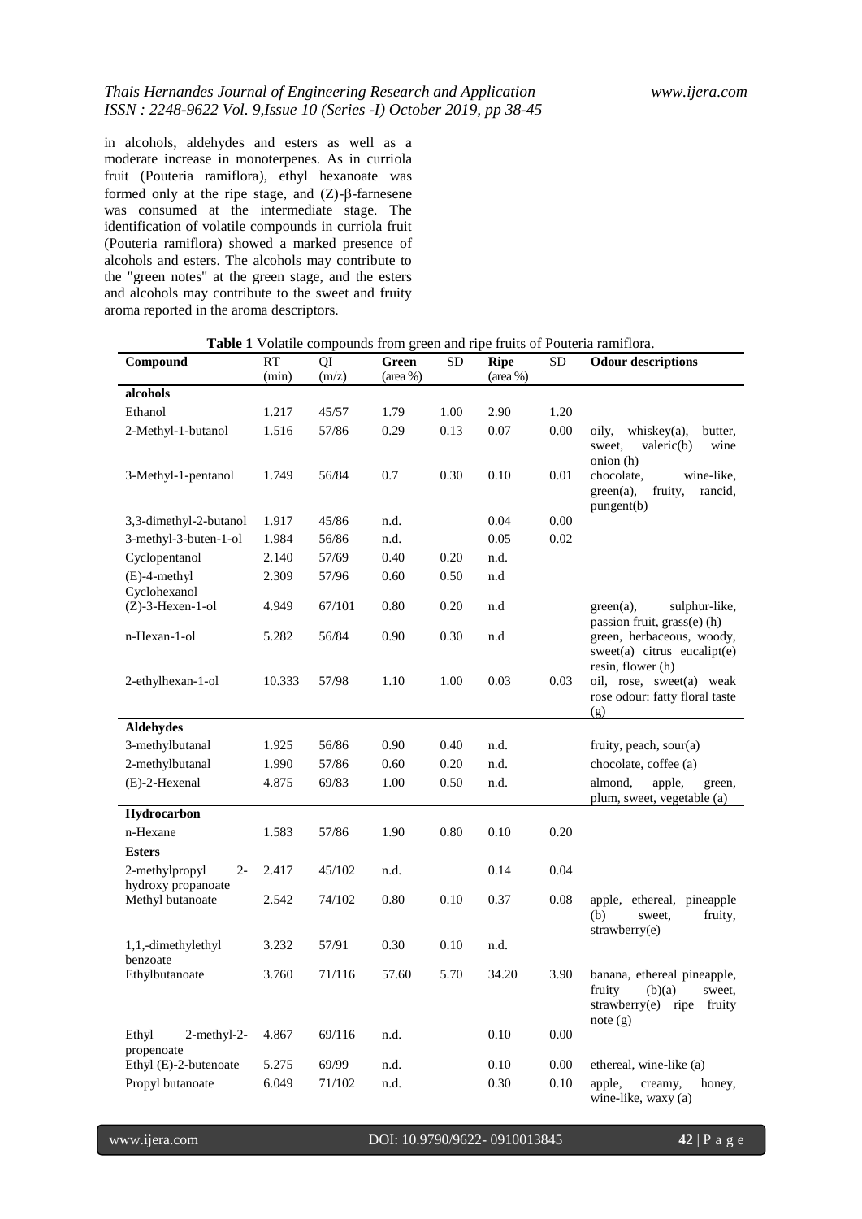in alcohols, aldehydes and esters as well as a moderate increase in monoterpenes. As in curriola fruit (Pouteria ramiflora), ethyl hexanoate was formed only at the ripe stage, and (Z)-β-farnesene was consumed at the intermediate stage. The identification of volatile compounds in curriola fruit (Pouteria ramiflora) showed a marked presence of alcohols and esters. The alcohols may contribute to the "green notes" at the green stage, and the esters and alcohols may contribute to the sweet and fruity aroma reported in the aroma descriptors.

**Table 1** Volatile compounds from green and ripe fruits of Pouteria ramiflora.

| Compound | RT (min) | QI (m/z) | Green (area %) | SD | Ripe (area %) | SD | Odour descriptions |
|---|---|---|---|---|---|---|---|
| **alcohols** | | | | | | | |
| Ethanol | 1.217 | 45/57 | 1.79 | 1.00 | 2.90 | 1.20 | |
| 2-Methyl-1-butanol | 1.516 | 57/86 | 0.29 | 0.13 | 0.07 | 0.00 | oily, whiskey(a), butter, sweet, valeric(b) wine onion (h) |
| 3-Methyl-1-pentanol | 1.749 | 56/84 | 0.7 | 0.30 | 0.10 | 0.01 | chocolate, wine-like, green(a), fruity, rancid, pungent(b) |
| 3,3-dimethyl-2-butanol | 1.917 | 45/86 | n.d. | | 0.04 | 0.00 | |
| 3-methyl-3-buten-1-ol | 1.984 | 56/86 | n.d. | | 0.05 | 0.02 | |
| Cyclopentanol | 2.140 | 57/69 | 0.40 | 0.20 | n.d. | | |
| (E)-4-methyl Cyclohexanol | 2.309 | 57/96 | 0.60 | 0.50 | n.d | | |
| (Z)-3-Hexen-1-ol | 4.949 | 67/101 | 0.80 | 0.20 | n.d | | green(a), sulphur-like, passion fruit, grass(e) (h) |
| n-Hexan-1-ol | 5.282 | 56/84 | 0.90 | 0.30 | n.d | | green, herbaceous, woody, sweet(a) citrus eucalipt(e) resin, flower (h) |
| 2-ethylhexan-1-ol | 10.333 | 57/98 | 1.10 | 1.00 | 0.03 | 0.03 | oil, rose, sweet(a) weak rose odour: fatty floral taste (g) |
| **Aldehydes** | | | | | | | |
| 3-methylbutanal | 1.925 | 56/86 | 0.90 | 0.40 | n.d. | | fruity, peach, sour(a) |
| 2-methylbutanal | 1.990 | 57/86 | 0.60 | 0.20 | n.d. | | chocolate, coffee (a) |
| (E)-2-Hexenal | 4.875 | 69/83 | 1.00 | 0.50 | n.d. | | almond, apple, green, plum, sweet, vegetable (a) |
| **Hydrocarbon** | | | | | | | |
| n-Hexane | 1.583 | 57/86 | 1.90 | 0.80 | 0.10 | 0.20 | |
| **Esters** | | | | | | | |
| 2-methylpropyl 2-hydroxy propanoate | 2.417 | 45/102 | n.d. | | 0.14 | 0.04 | |
| Methyl butanoate | 2.542 | 74/102 | 0.80 | 0.10 | 0.37 | 0.08 | apple, ethereal, pineapple (b) sweet, fruity, strawberry(e) |
| 1,1,-dimethylethyl benzoate | 3.232 | 57/91 | 0.30 | 0.10 | n.d. | | |
| Ethylbutanoate | 3.760 | 71/116 | 57.60 | 5.70 | 34.20 | 3.90 | banana, ethereal pineapple, fruity (b)(a) sweet, strawberry(e) ripe fruity note (g) |
| Ethyl 2-methyl-2-propenoate | 4.867 | 69/116 | n.d. | | 0.10 | 0.00 | |
| Ethyl (E)-2-butenoate | 5.275 | 69/99 | n.d. | | 0.10 | 0.00 | ethereal, wine-like (a) |
| Propyl butanoate | 6.049 | 71/102 | n.d. | | 0.30 | 0.10 | apple, creamy, honey, wine-like, waxy (a) |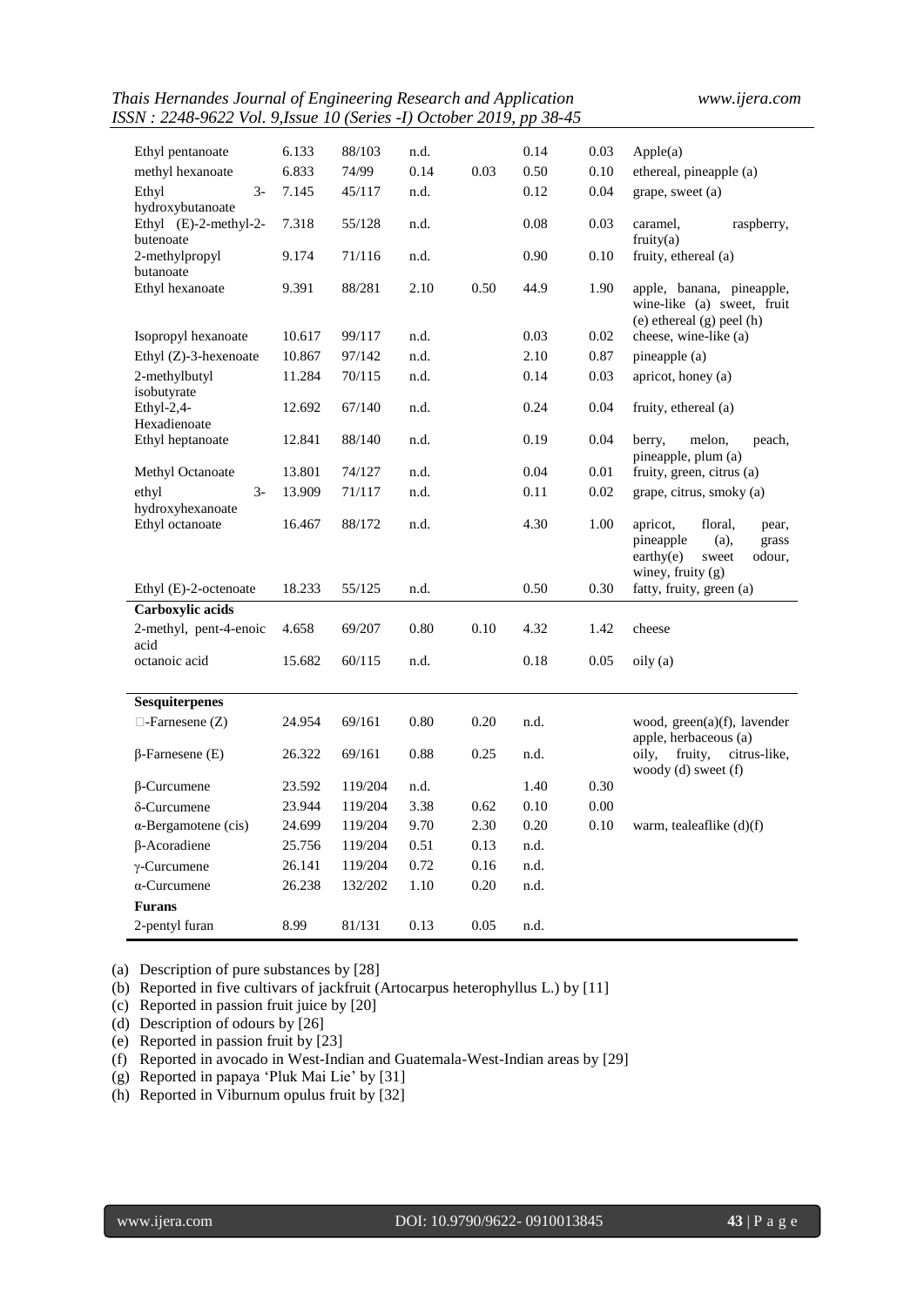| | | | | | | | |
|---|---|---|---|---|---|---|---|
| Ethyl pentanoate | 6.133 | 88/103 | n.d. | | 0.14 | 0.03 | Apple(a) |
| methyl hexanoate | 6.833 | 74/99 | 0.14 | 0.03 | 0.50 | 0.10 | ethereal, pineapple (a) |
| Ethyl 3-hydroxybutanoate | 7.145 | 45/117 | n.d. | | 0.12 | 0.04 | grape, sweet (a) |
| Ethyl (E)-2-methyl-2-butenoate | 7.318 | 55/128 | n.d. | | 0.08 | 0.03 | caramel, raspberry, fruity(a) |
| 2-methylpropyl butanoate | 9.174 | 71/116 | n.d. | | 0.90 | 0.10 | fruity, ethereal (a) |
| Ethyl hexanoate | 9.391 | 88/281 | 2.10 | 0.50 | 44.9 | 1.90 | apple, banana, pineapple, wine-like (a) sweet, fruit (e) ethereal (g) peel (h) |
| Isopropyl hexanoate | 10.617 | 99/117 | n.d. | | 0.03 | 0.02 | cheese, wine-like (a) |
| Ethyl (Z)-3-hexenoate | 10.867 | 97/142 | n.d. | | 2.10 | 0.87 | pineapple (a) |
| 2-methylbutyl isobutyrate | 11.284 | 70/115 | n.d. | | 0.14 | 0.03 | apricot, honey (a) |
| Ethyl-2,4-Hexadienoate | 12.692 | 67/140 | n.d. | | 0.24 | 0.04 | fruity, ethereal (a) |
| Ethyl heptanoate | 12.841 | 88/140 | n.d. | | 0.19 | 0.04 | berry, melon, peach, pineapple, plum (a) |
| Methyl Octanoate | 13.801 | 74/127 | n.d. | | 0.04 | 0.01 | fruity, green, citrus (a) |
| ethyl 3-hydroxyhexanoate | 13.909 | 71/117 | n.d. | | 0.11 | 0.02 | grape, citrus, smoky (a) |
| Ethyl octanoate | 16.467 | 88/172 | n.d. | | 4.30 | 1.00 | apricot, floral, pear, pineapple (a), grass earthy(e) sweet odour, winey, fruity (g) |
| Ethyl (E)-2-octenoate | 18.233 | 55/125 | n.d. | | 0.50 | 0.30 | fatty, fruity, green (a) |
| **Carboxylic acids** | | | | | | | |
| 2-methyl, pent-4-enoic acid | 4.658 | 69/207 | 0.80 | 0.10 | 4.32 | 1.42 | cheese |
| octanoic acid | 15.682 | 60/115 | n.d. | | 0.18 | 0.05 | oily (a) |
| **Sesquiterpenes** | | | | | | | |
| □-Farnesene (Z) | 24.954 | 69/161 | 0.80 | 0.20 | n.d. | | wood, green(a)(f), lavender apple, herbaceous (a) |
| β-Farnesene (E) | 26.322 | 69/161 | 0.88 | 0.25 | n.d. | | oily, fruity, citrus-like, woody (d) sweet (f) |
| β-Curcumene | 23.592 | 119/204 | n.d. | | 1.40 | 0.30 | |
| δ-Curcumene | 23.944 | 119/204 | 3.38 | 0.62 | 0.10 | 0.00 | |
| α-Bergamotene (cis) | 24.699 | 119/204 | 9.70 | 2.30 | 0.20 | 0.10 | warm, tealeaflike (d)(f) |
| β-Acoradiene | 25.756 | 119/204 | 0.51 | 0.13 | n.d. | | |
| γ-Curcumene | 26.141 | 119/204 | 0.72 | 0.16 | n.d. | | |
| α-Curcumene | 26.238 | 132/202 | 1.10 | 0.20 | n.d. | | |
| **Furans** | | | | | | | |
| 2-pentyl furan | 8.99 | 81/131 | 0.13 | 0.05 | n.d. | | |

(a) Description of pure substances by [28]
(b) Reported in five cultivars of jackfruit (Artocarpus heterophyllus L.) by [11]
(c) Reported in passion fruit juice by [20]
(d) Description of odours by [26]
(e) Reported in passion fruit by [23]
(f) Reported in avocado in West-Indian and Guatemala-West-Indian areas by [29]
(g) Reported in papaya 'Pluk Mai Lie' by [31]
(h) Reported in Viburnum opulus fruit by [32]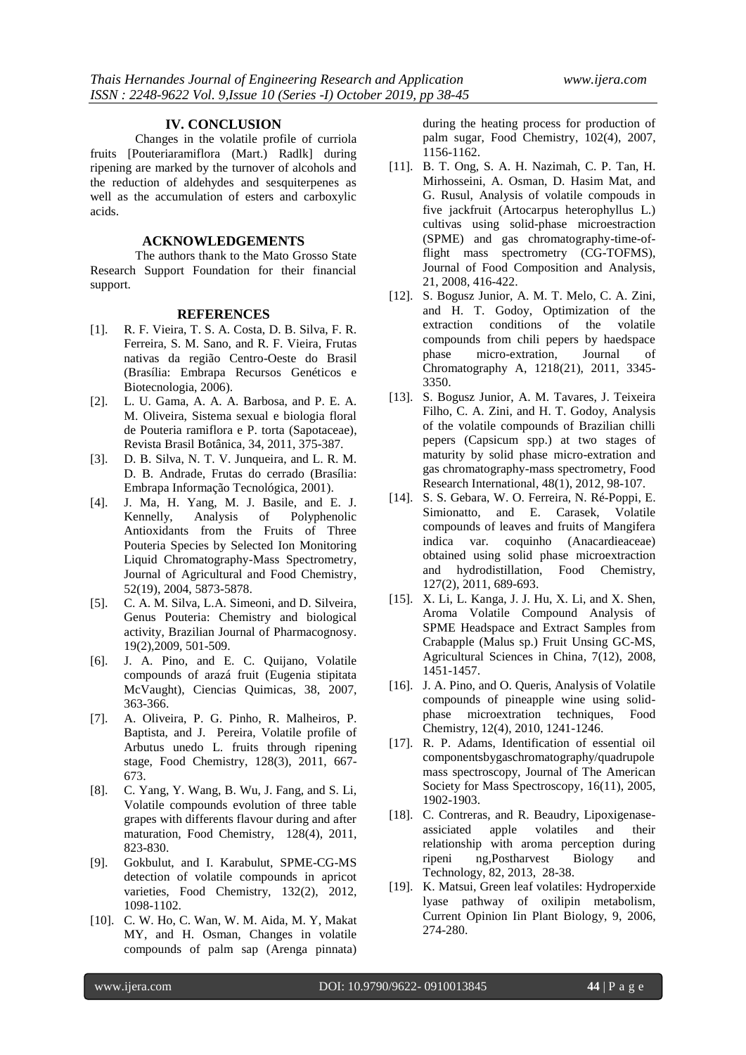## IV. CONCLUSION

Changes in the volatile profile of curriola fruits [Pouteriaramiflora (Mart.) Radlk] during ripening are marked by the turnover of alcohols and the reduction of aldehydes and sesquiterpenes as well as the accumulation of esters and carboxylic acids.

## ACKNOWLEDGEMENTS

The authors thank to the Mato Grosso State Research Support Foundation for their financial support.

## REFERENCES

[1]. R. F. Vieira, T. S. A. Costa, D. B. Silva, F. R. Ferreira, S. M. Sano, and R. F. Vieira, Frutas nativas da região Centro-Oeste do Brasil (Brasília: Embrapa Recursos Genéticos e Biotecnologia, 2006).

[2]. L. U. Gama, A. A. A. Barbosa, and P. E. A. M. Oliveira, Sistema sexual e biologia floral de Pouteria ramiflora e P. torta (Sapotaceae), Revista Brasil Botânica, 34, 2011, 375-387.

[3]. D. B. Silva, N. T. V. Junqueira, and L. R. M. D. B. Andrade, Frutas do cerrado (Brasília: Embrapa Informação Tecnológica, 2001).

[4]. J. Ma, H. Yang, M. J. Basile, and E. J. Kennelly, Analysis of Polyphenolic Antioxidants from the Fruits of Three Pouteria Species by Selected Ion Monitoring Liquid Chromatography-Mass Spectrometry, Journal of Agricultural and Food Chemistry, 52(19), 2004, 5873-5878.

[5]. C. A. M. Silva, L.A. Simeoni, and D. Silveira, Genus Pouteria: Chemistry and biological activity, Brazilian Journal of Pharmacognosy. 19(2),2009, 501-509.

[6]. J. A. Pino, and E. C. Quijano, Volatile compounds of arazá fruit (Eugenia stipitata McVaught), Ciencias Quimicas, 38, 2007, 363-366.

[7]. A. Oliveira, P. G. Pinho, R. Malheiros, P. Baptista, and J. Pereira, Volatile profile of Arbutus unedo L. fruits through ripening stage, Food Chemistry, 128(3), 2011, 667-673.

[8]. C. Yang, Y. Wang, B. Wu, J. Fang, and S. Li, Volatile compounds evolution of three table grapes with differents flavour during and after maturation, Food Chemistry, 128(4), 2011, 823-830.

[9]. Gokbulut, and I. Karabulut, SPME-CG-MS detection of volatile compounds in apricot varieties, Food Chemistry, 132(2), 2012, 1098-1102.

[10]. C. W. Ho, C. Wan, W. M. Aida, M. Y, Makat MY, and H. Osman, Changes in volatile compounds of palm sap (Arenga pinnata) during the heating process for production of palm sugar, Food Chemistry, 102(4), 2007, 1156-1162.

[11]. B. T. Ong, S. A. H. Nazimah, C. P. Tan, H. Mirhosseini, A. Osman, D. Hasim Mat, and G. Rusul, Analysis of volatile compouds in five jackfruit (Artocarpus heterophyllus L.) cultivas using solid-phase microestraction (SPME) and gas chromatography-time-of-flight mass spectrometry (CG-TOFMS), Journal of Food Composition and Analysis, 21, 2008, 416-422.

[12]. S. Bogusz Junior, A. M. T. Melo, C. A. Zini, and H. T. Godoy, Optimization of the extraction conditions of the volatile compounds from chili pepers by haedspace phase micro-extration, Journal of Chromatography A, 1218(21), 2011, 3345-3350.

[13]. S. Bogusz Junior, A. M. Tavares, J. Teixeira Filho, C. A. Zini, and H. T. Godoy, Analysis of the volatile compounds of Brazilian chilli pepers (Capsicum spp.) at two stages of maturity by solid phase micro-extration and gas chromatography-mass spectrometry, Food Research International, 48(1), 2012, 98-107.

[14]. S. S. Gebara, W. O. Ferreira, N. Ré-Poppi, E. Simionatto, and E. Carasek, Volatile compounds of leaves and fruits of Mangifera indica var. coquinho (Anacardieaceae) obtained using solid phase microextraction and hydrodistillation, Food Chemistry, 127(2), 2011, 689-693.

[15]. X. Li, L. Kanga, J. J. Hu, X. Li, and X. Shen, Aroma Volatile Compound Analysis of SPME Headspace and Extract Samples from Crabapple (Malus sp.) Fruit Unsing GC-MS, Agricultural Sciences in China, 7(12), 2008, 1451-1457.

[16]. J. A. Pino, and O. Queris, Analysis of Volatile compounds of pineapple wine using solid-phase microextration techniques, Food Chemistry, 12(4), 2010, 1241-1246.

[17]. R. P. Adams, Identification of essential oil componentsbygaschromatography/quadrupole mass spectroscopy, Journal of The American Society for Mass Spectroscopy, 16(11), 2005, 1902-1903.

[18]. C. Contreras, and R. Beaudry, Lipoxigenase-assiciated apple volatiles and their relationship with aroma perception during ripeni ng,Postharvest Biology and Technology, 82, 2013, 28-38.

[19]. K. Matsui, Green leaf volatiles: Hydroperxide lyase pathway of oxilipin metabolism, Current Opinion Iin Plant Biology, 9, 2006, 274-280.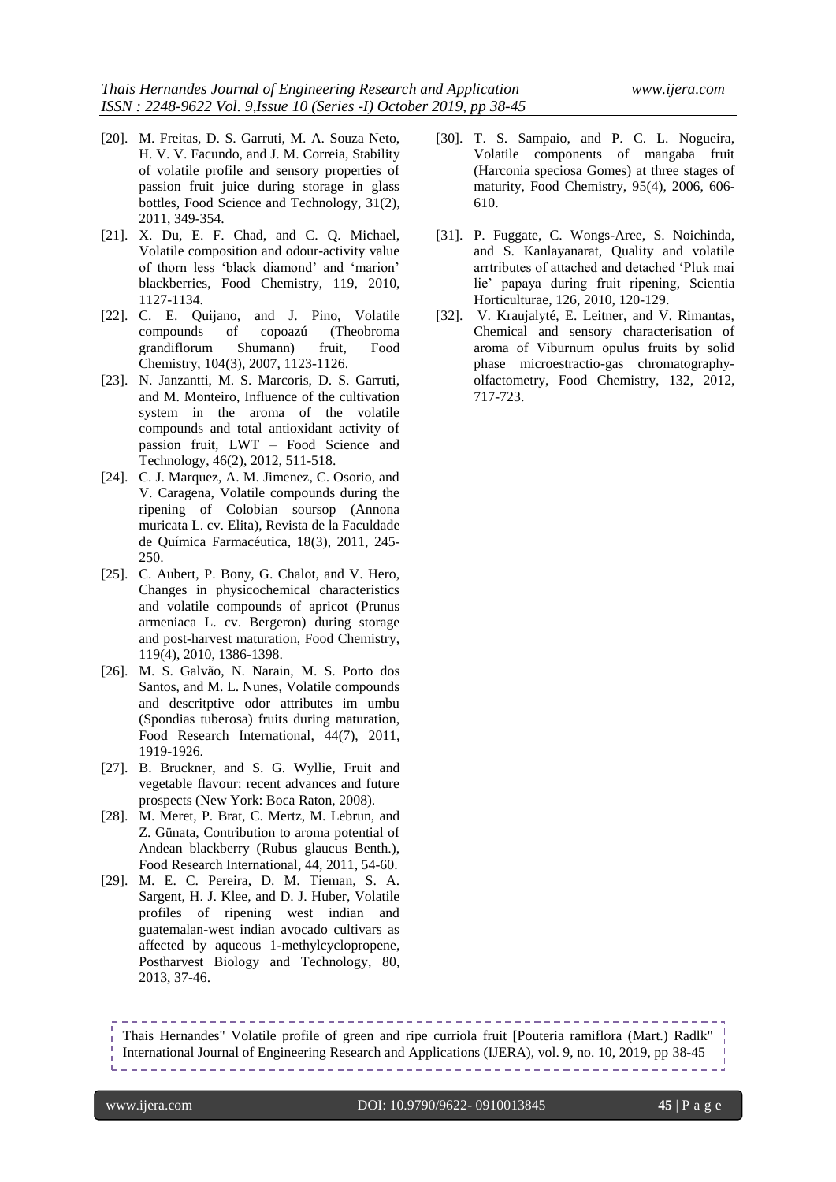[20]. M. Freitas, D. S. Garruti, M. A. Souza Neto, H. V. V. Facundo, and J. M. Correia, Stability of volatile profile and sensory properties of passion fruit juice during storage in glass bottles, Food Science and Technology, 31(2), 2011, 349-354.

[21]. X. Du, E. F. Chad, and C. Q. Michael, Volatile composition and odour-activity value of thorn less 'black diamond' and 'marion' blackberries, Food Chemistry, 119, 2010, 1127-1134.

[22]. C. E. Quijano, and J. Pino, Volatile compounds of copoazú (Theobroma grandiflorum Shumann) fruit, Food Chemistry, 104(3), 2007, 1123-1126.

[23]. N. Janzantti, M. S. Marcoris, D. S. Garruti, and M. Monteiro, Influence of the cultivation system in the aroma of the volatile compounds and total antioxidant activity of passion fruit, LWT – Food Science and Technology, 46(2), 2012, 511-518.

[24]. C. J. Marquez, A. M. Jimenez, C. Osorio, and V. Caragena, Volatile compounds during the ripening of Colobian soursop (Annona muricata L. cv. Elita), Revista de la Faculdade de Química Farmacéutica, 18(3), 2011, 245-250.

[25]. C. Aubert, P. Bony, G. Chalot, and V. Hero, Changes in physicochemical characteristics and volatile compounds of apricot (Prunus armeniaca L. cv. Bergeron) during storage and post-harvest maturation, Food Chemistry, 119(4), 2010, 1386-1398.

[26]. M. S. Galvão, N. Narain, M. S. Porto dos Santos, and M. L. Nunes, Volatile compounds and descritptive odor attributes im umbu (Spondias tuberosa) fruits during maturation, Food Research International, 44(7), 2011, 1919-1926.

[27]. B. Bruckner, and S. G. Wyllie, Fruit and vegetable flavour: recent advances and future prospects (New York: Boca Raton, 2008).

[28]. M. Meret, P. Brat, C. Mertz, M. Lebrun, and Z. Günata, Contribution to aroma potential of Andean blackberry (Rubus glaucus Benth.), Food Research International, 44, 2011, 54-60.

[29]. M. E. C. Pereira, D. M. Tieman, S. A. Sargent, H. J. Klee, and D. J. Huber, Volatile profiles of ripening west indian and guatemalan-west indian avocado cultivars as affected by aqueous 1-methylcyclopropene, Postharvest Biology and Technology, 80, 2013, 37-46.

[30]. T. S. Sampaio, and P. C. L. Nogueira, Volatile components of mangaba fruit (Harconia speciosa Gomes) at three stages of maturity, Food Chemistry, 95(4), 2006, 606-610.

[31]. P. Fuggate, C. Wongs-Aree, S. Noichinda, and S. Kanlayanarat, Quality and volatile arrtributes of attached and detached 'Pluk mai lie' papaya during fruit ripening, Scientia Horticulturae, 126, 2010, 120-129.

[32]. V. Kraujalyté, E. Leitner, and V. Rimantas, Chemical and sensory characterisation of aroma of Viburnum opulus fruits by solid phase microestractio-gas chromatography-olfactometry, Food Chemistry, 132, 2012, 717-723.

Thais Hernandes" Volatile profile of green and ripe curriola fruit [Pouteria ramiflora (Mart.) Radlk" International Journal of Engineering Research and Applications (IJERA), vol. 9, no. 10, 2019, pp 38-45